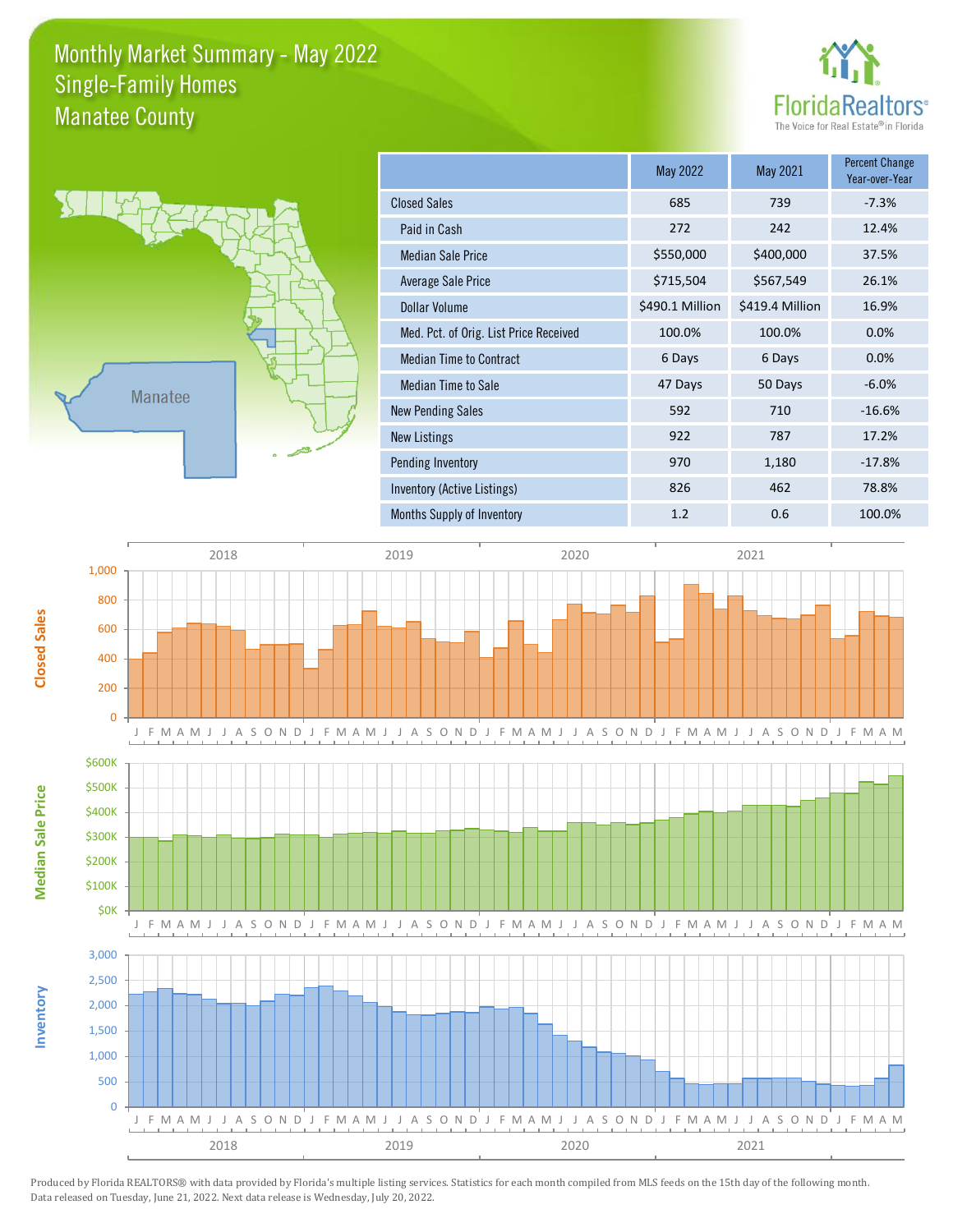# Monthly Market Summary - May 2022
## Single-Family Homes
## Manatee County

FloridaRealtors® The Voice for Real Estate® in Florida

|  | May 2022 | May 2021 | Percent Change Year-over-Year |
|---|---|---|---|
| Closed Sales | 685 | 739 | -7.3% |
| Paid in Cash | 272 | 242 | 12.4% |
| Median Sale Price | $550,000 | $400,000 | 37.5% |
| Average Sale Price | $715,504 | $567,549 | 26.1% |
| Dollar Volume | $490.1 Million | $419.4 Million | 16.9% |
| Med. Pct. of Orig. List Price Received | 100.0% | 100.0% | 0.0% |
| Median Time to Contract | 6 Days | 6 Days | 0.0% |
| Median Time to Sale | 47 Days | 50 Days | -6.0% |
| New Pending Sales | 592 | 710 | -16.6% |
| New Listings | 922 | 787 | 17.2% |
| Pending Inventory | 970 | 1,180 | -17.8% |
| Inventory (Active Listings) | 826 | 462 | 78.8% |
| Months Supply of Inventory | 1.2 | 0.6 | 100.0% |

Produced by Florida REALTORS® with data provided by Florida's multiple listing services. Statistics for each month compiled from MLS feeds on the 15th day of the following month. Data released on Tuesday, June 21, 2022. Next data release is Wednesday, July 20, 2022.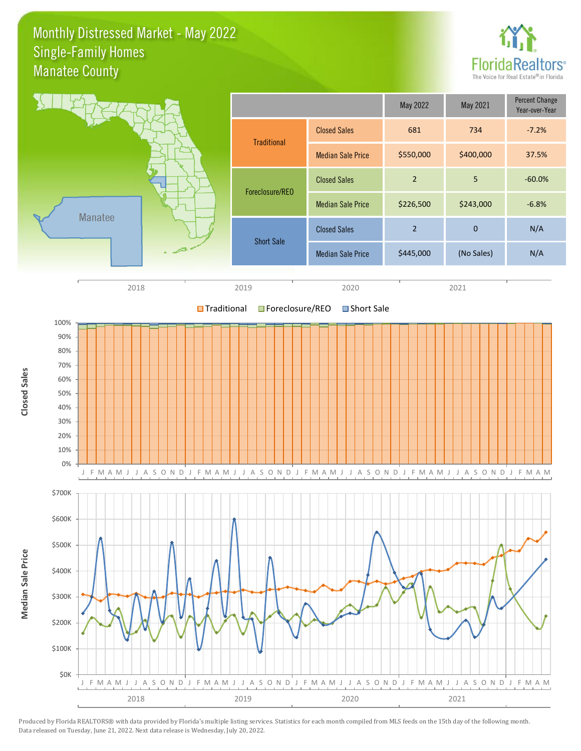# Monthly Distressed Market - May 2022
## Single-Family Homes
## Manatee County

FloridaRealtors®
The Voice for Real Estate® in Florida

Manatee

| | | May 2022 | May 2021 | Percent Change Year-over-Year |
|---|---|---|---|---|
| Traditional | Closed Sales | 681 | 734 | -7.2% |
| | Median Sale Price | $550,000 | $400,000 | 37.5% |
| Foreclosure/REO | Closed Sales | 2 | 5 | -60.0% |
| | Median Sale Price | $226,500 | $243,000 | -6.8% |
| Short Sale | Closed Sales | 2 | 0 | N/A |
| | Median Sale Price | $445,000 | (No Sales) | N/A |

2018 2019 2020 2021

Traditional Foreclosure/REO Short Sale

Closed Sales

100% 90% 80% 70% 60% 50% 40% 30% 20% 10% 0%

J F M A M J J A S O N D J F M A M J J A S O N D J F M A M J J A S O N D J F M A M J J A S O N D J F M A M

Median Sale Price

$700K $600K $500K $400K $300K $200K $100K $0K

J F M A M J J A S O N D J F M A M J J A S O N D J F M A M J J A S O N D J F M A M J J A S O N D J F M A M

2018 2019 2020 2021

Produced by Florida REALTORS® with data provided by Florida's multiple listing services. Statistics for each month compiled from MLS feeds on the 15th day of the following month. Data released on Tuesday, June 21, 2022. Next data release is Wednesday, July 20, 2022.